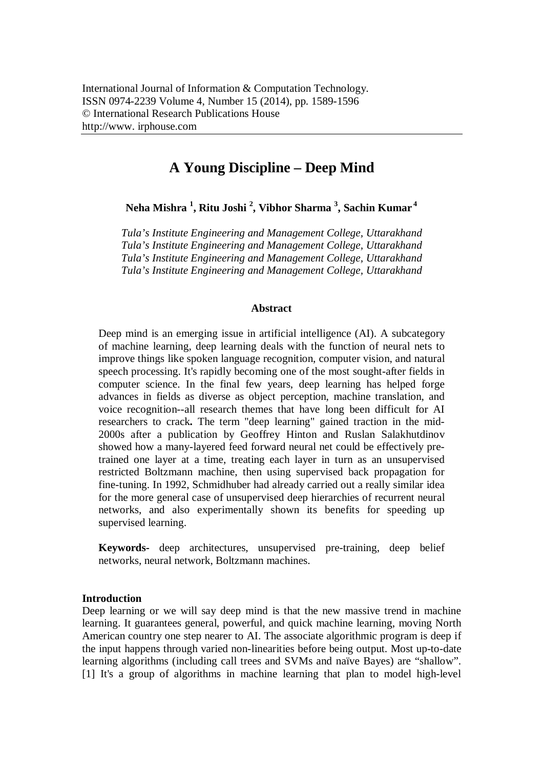International Journal of Information & Computation Technology.
ISSN 0974-2239 Volume 4, Number 15 (2014), pp. 1589-1596
© International Research Publications House
http://www. irphouse.com

# A Young Discipline – Deep Mind

**Neha Mishra [1], Ritu Joshi [2], Vibhor Sharma [3], Sachin Kumar [4]**

*Tula's Institute Engineering and Management College, Uttarakhand*
*Tula's Institute Engineering and Management College, Uttarakhand*
*Tula's Institute Engineering and Management College, Uttarakhand*
*Tula's Institute Engineering and Management College, Uttarakhand*

### Abstract

Deep mind is an emerging issue in artificial intelligence (AI). A subcategory of machine learning, deep learning deals with the function of neural nets to improve things like spoken language recognition, computer vision, and natural speech processing. It's rapidly becoming one of the most sought-after fields in computer science. In the final few years, deep learning has helped forge advances in fields as diverse as object perception, machine translation, and voice recognition--all research themes that have long been difficult for AI researchers to crack**.** The term "deep learning" gained traction in the mid-2000s after a publication by Geoffrey Hinton and Ruslan Salakhutdinov showed how a many-layered feed forward neural net could be effectively pre-trained one layer at a time, treating each layer in turn as an unsupervised restricted Boltzmann machine, then using supervised back propagation for fine-tuning. In 1992, Schmidhuber had already carried out a really similar idea for the more general case of unsupervised deep hierarchies of recurrent neural networks, and also experimentally shown its benefits for speeding up supervised learning.

**Keywords-** deep architectures, unsupervised pre-training, deep belief networks, neural network, Boltzmann machines.

## Introduction

Deep learning or we will say deep mind is that the new massive trend in machine learning. It guarantees general, powerful, and quick machine learning, moving North American country one step nearer to AI. The associate algorithmic program is deep if the input happens through varied non-linearities before being output. Most up-to-date learning algorithms (including call trees and SVMs and naïve Bayes) are "shallow". [1] It's a group of algorithms in machine learning that plan to model high-level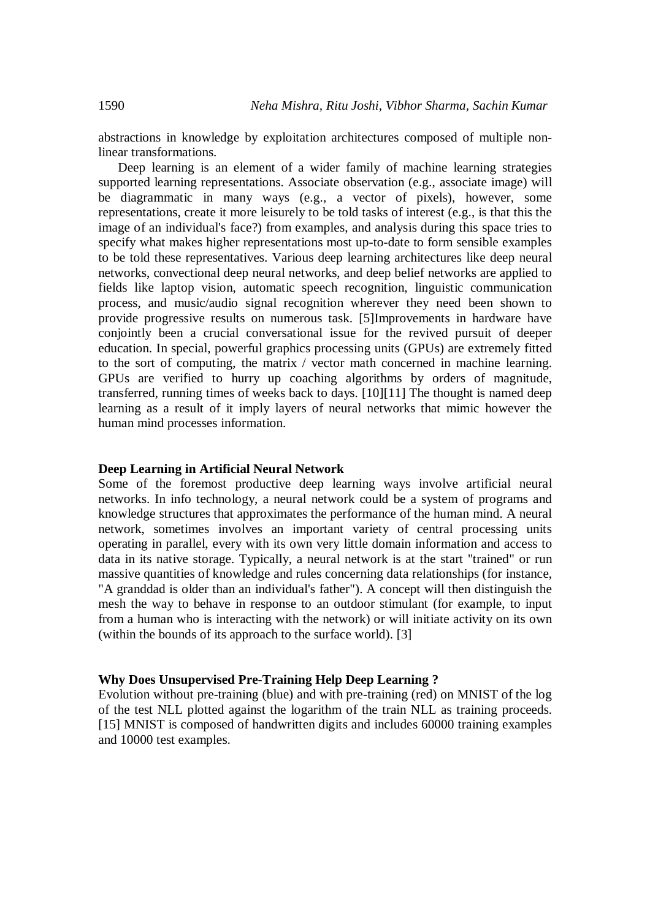abstractions in knowledge by exploitation architectures composed of multiple non-linear transformations.

Deep learning is an element of a wider family of machine learning strategies supported learning representations. Associate observation (e.g., associate image) will be diagrammatic in many ways (e.g., a vector of pixels), however, some representations, create it more leisurely to be told tasks of interest (e.g., is that this the image of an individual's face?) from examples, and analysis during this space tries to specify what makes higher representations most up-to-date to form sensible examples to be told these representatives. Various deep learning architectures like deep neural networks, convectional deep neural networks, and deep belief networks are applied to fields like laptop vision, automatic speech recognition, linguistic communication process, and music/audio signal recognition wherever they need been shown to provide progressive results on numerous task. [5]Improvements in hardware have conjointly been a crucial conversational issue for the revived pursuit of deeper education. In special, powerful graphics processing units (GPUs) are extremely fitted to the sort of computing, the matrix / vector math concerned in machine learning. GPUs are verified to hurry up coaching algorithms by orders of magnitude, transferred, running times of weeks back to days. [10][11] The thought is named deep learning as a result of it imply layers of neural networks that mimic however the human mind processes information.

**Deep Learning in Artificial Neural Network**

Some of the foremost productive deep learning ways involve artificial neural networks. In info technology, a neural network could be a system of programs and knowledge structures that approximates the performance of the human mind. A neural network, sometimes involves an important variety of central processing units operating in parallel, every with its own very little domain information and access to data in its native storage. Typically, a neural network is at the start "trained" or run massive quantities of knowledge and rules concerning data relationships (for instance, "A granddad is older than an individual's father"). A concept will then distinguish the mesh the way to behave in response to an outdoor stimulant (for example, to input from a human who is interacting with the network) or will initiate activity on its own (within the bounds of its approach to the surface world). [3]

**Why Does Unsupervised Pre-Training Help Deep Learning ?**

Evolution without pre-training (blue) and with pre-training (red) on MNIST of the log of the test NLL plotted against the logarithm of the train NLL as training proceeds. [15] MNIST is composed of handwritten digits and includes 60000 training examples and 10000 test examples.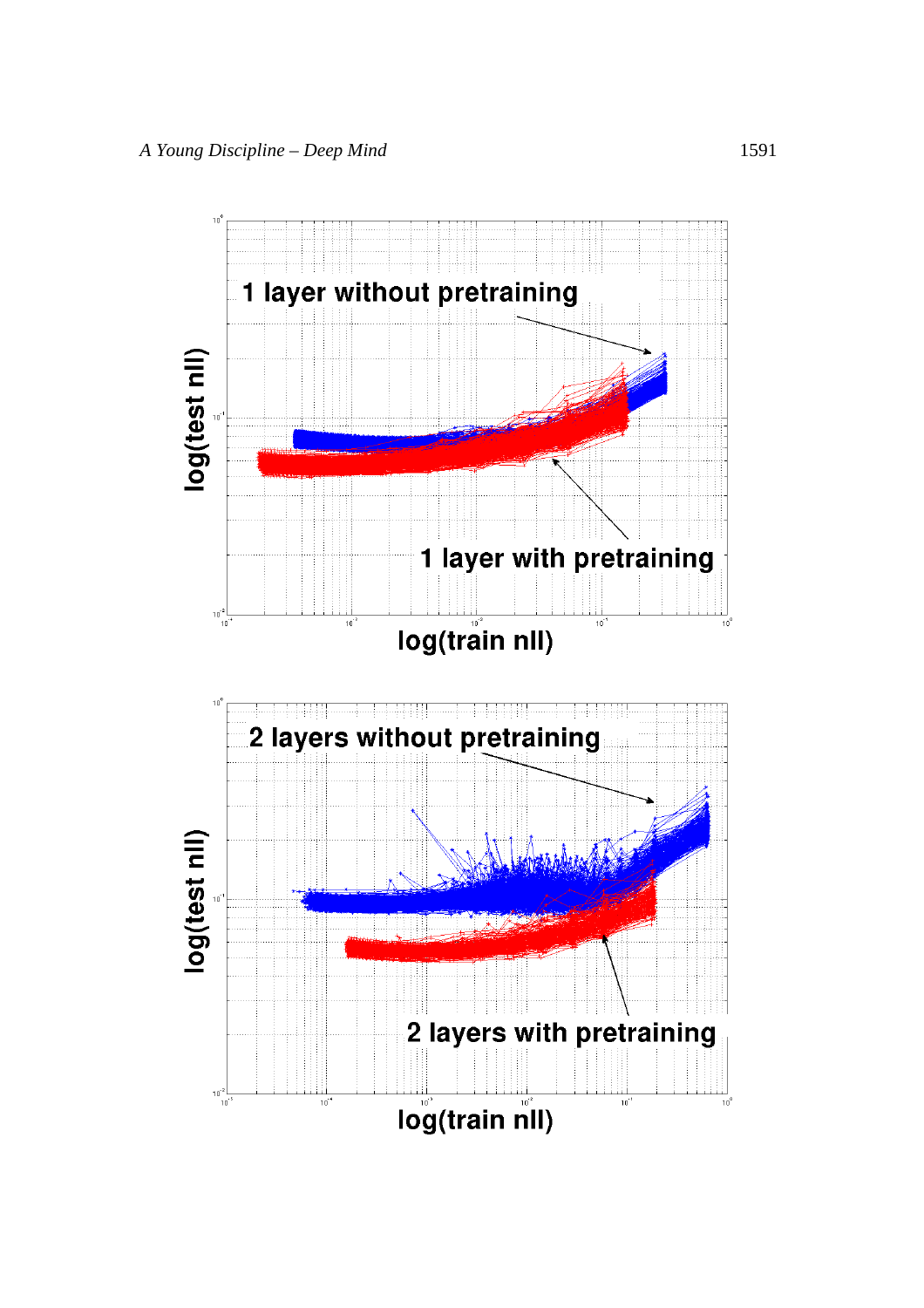1 layer without pretraining

1 layer with pretraining

log(test nll)

log(train nll)

2 layers without pretraining

2 layers with pretraining

log(test nll)

log(train nll)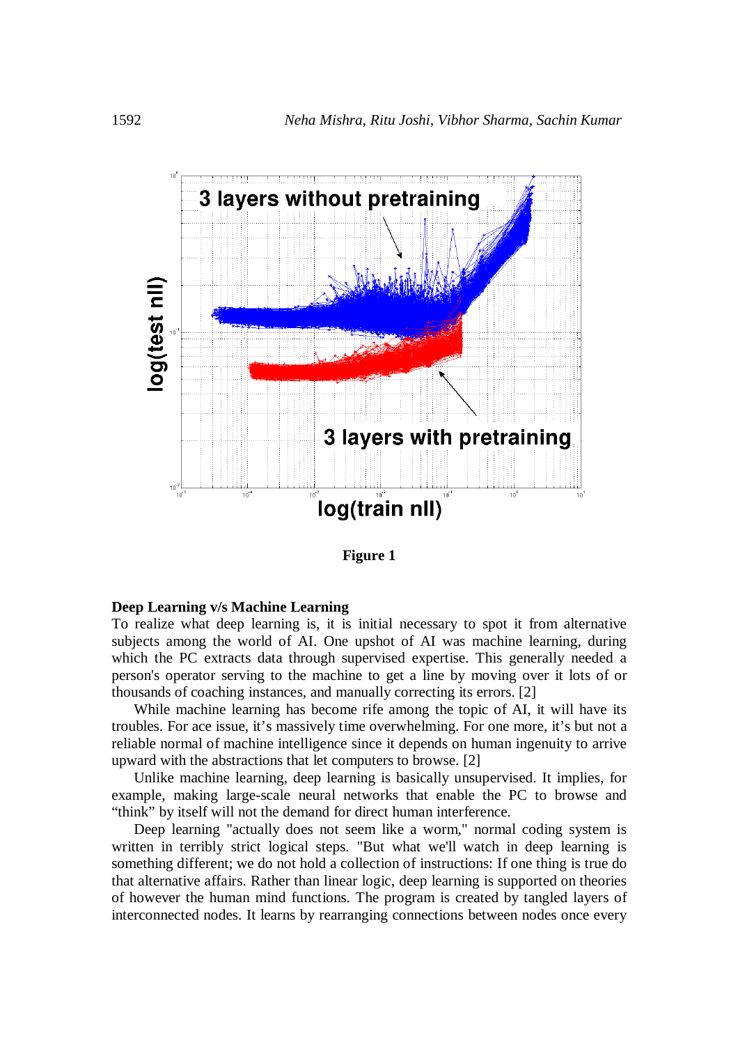Figure 1

**Deep Learning v/s Machine Learning**

To realize what deep learning is, it is initial necessary to spot it from alternative subjects among the world of AI. One upshot of AI was machine learning, during which the PC extracts data through supervised expertise. This generally needed a person's operator serving to the machine to get a line by moving over it lots of or thousands of coaching instances, and manually correcting its errors. [2]

While machine learning has become rife among the topic of AI, it will have its troubles. For ace issue, it's massively time overwhelming. For one more, it's but not a reliable normal of machine intelligence since it depends on human ingenuity to arrive upward with the abstractions that let computers to browse. [2]

Unlike machine learning, deep learning is basically unsupervised. It implies, for example, making large-scale neural networks that enable the PC to browse and "think" by itself will not the demand for direct human interference.

Deep learning "actually does not seem like a worm," normal coding system is written in terribly strict logical steps. "But what we'll watch in deep learning is something different; we do not hold a collection of instructions: If one thing is true do that alternative affairs. Rather than linear logic, deep learning is supported on theories of however the human mind functions. The program is created by tangled layers of interconnected nodes. It learns by rearranging connections between nodes once every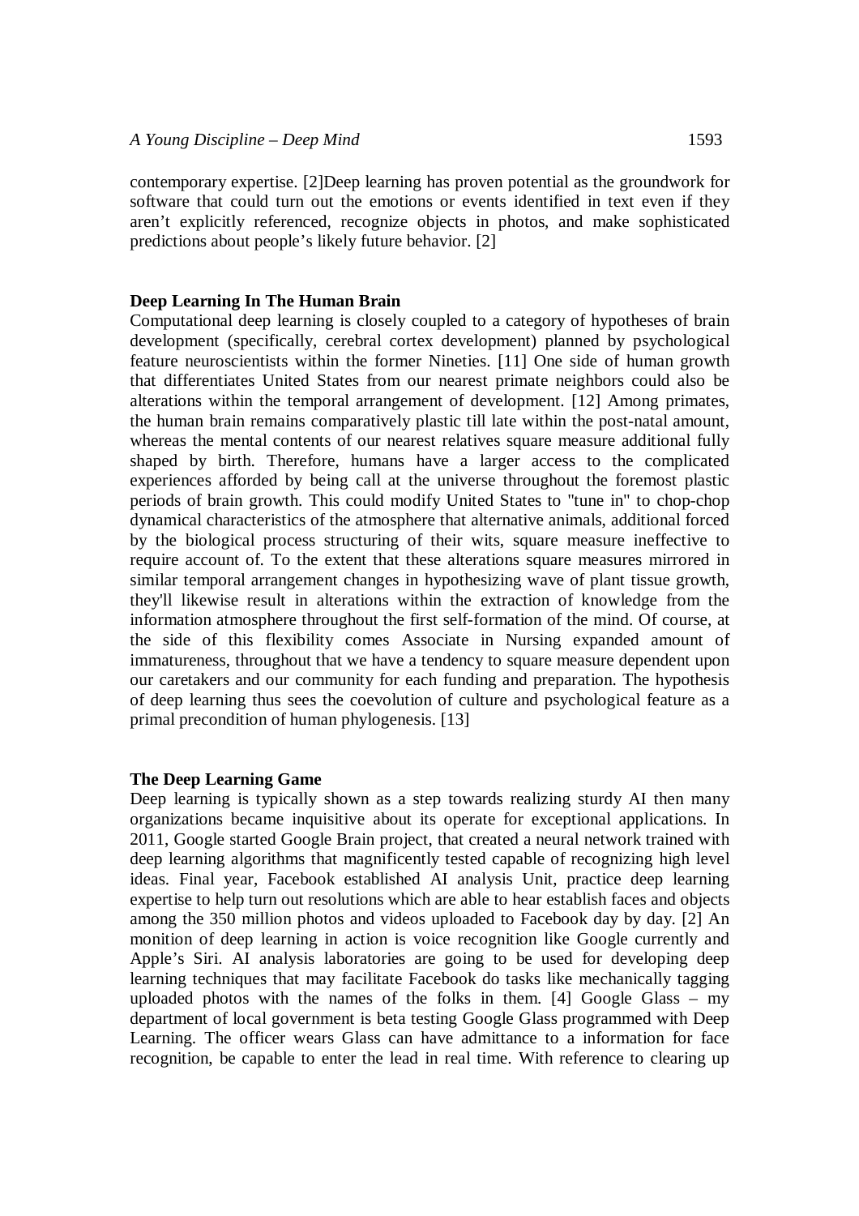contemporary expertise. [2]Deep learning has proven potential as the groundwork for software that could turn out the emotions or events identified in text even if they aren't explicitly referenced, recognize objects in photos, and make sophisticated predictions about people's likely future behavior. [2]

**Deep Learning In The Human Brain**

Computational deep learning is closely coupled to a category of hypotheses of brain development (specifically, cerebral cortex development) planned by psychological feature neuroscientists within the former Nineties. [11] One side of human growth that differentiates United States from our nearest primate neighbors could also be alterations within the temporal arrangement of development. [12] Among primates, the human brain remains comparatively plastic till late within the post-natal amount, whereas the mental contents of our nearest relatives square measure additional fully shaped by birth. Therefore, humans have a larger access to the complicated experiences afforded by being call at the universe throughout the foremost plastic periods of brain growth. This could modify United States to "tune in" to chop-chop dynamical characteristics of the atmosphere that alternative animals, additional forced by the biological process structuring of their wits, square measure ineffective to require account of. To the extent that these alterations square measures mirrored in similar temporal arrangement changes in hypothesizing wave of plant tissue growth, they'll likewise result in alterations within the extraction of knowledge from the information atmosphere throughout the first self-formation of the mind. Of course, at the side of this flexibility comes Associate in Nursing expanded amount of immatureness, throughout that we have a tendency to square measure dependent upon our caretakers and our community for each funding and preparation. The hypothesis of deep learning thus sees the coevolution of culture and psychological feature as a primal precondition of human phylogenesis. [13]

**The Deep Learning Game**

Deep learning is typically shown as a step towards realizing sturdy AI then many organizations became inquisitive about its operate for exceptional applications. In 2011, Google started Google Brain project, that created a neural network trained with deep learning algorithms that magnificently tested capable of recognizing high level ideas. Final year, Facebook established AI analysis Unit, practice deep learning expertise to help turn out resolutions which are able to hear establish faces and objects among the 350 million photos and videos uploaded to Facebook day by day. [2] An monition of deep learning in action is voice recognition like Google currently and Apple's Siri. AI analysis laboratories are going to be used for developing deep learning techniques that may facilitate Facebook do tasks like mechanically tagging uploaded photos with the names of the folks in them. [4] Google Glass – my department of local government is beta testing Google Glass programmed with Deep Learning. The officer wears Glass can have admittance to a information for face recognition, be capable to enter the lead in real time. With reference to clearing up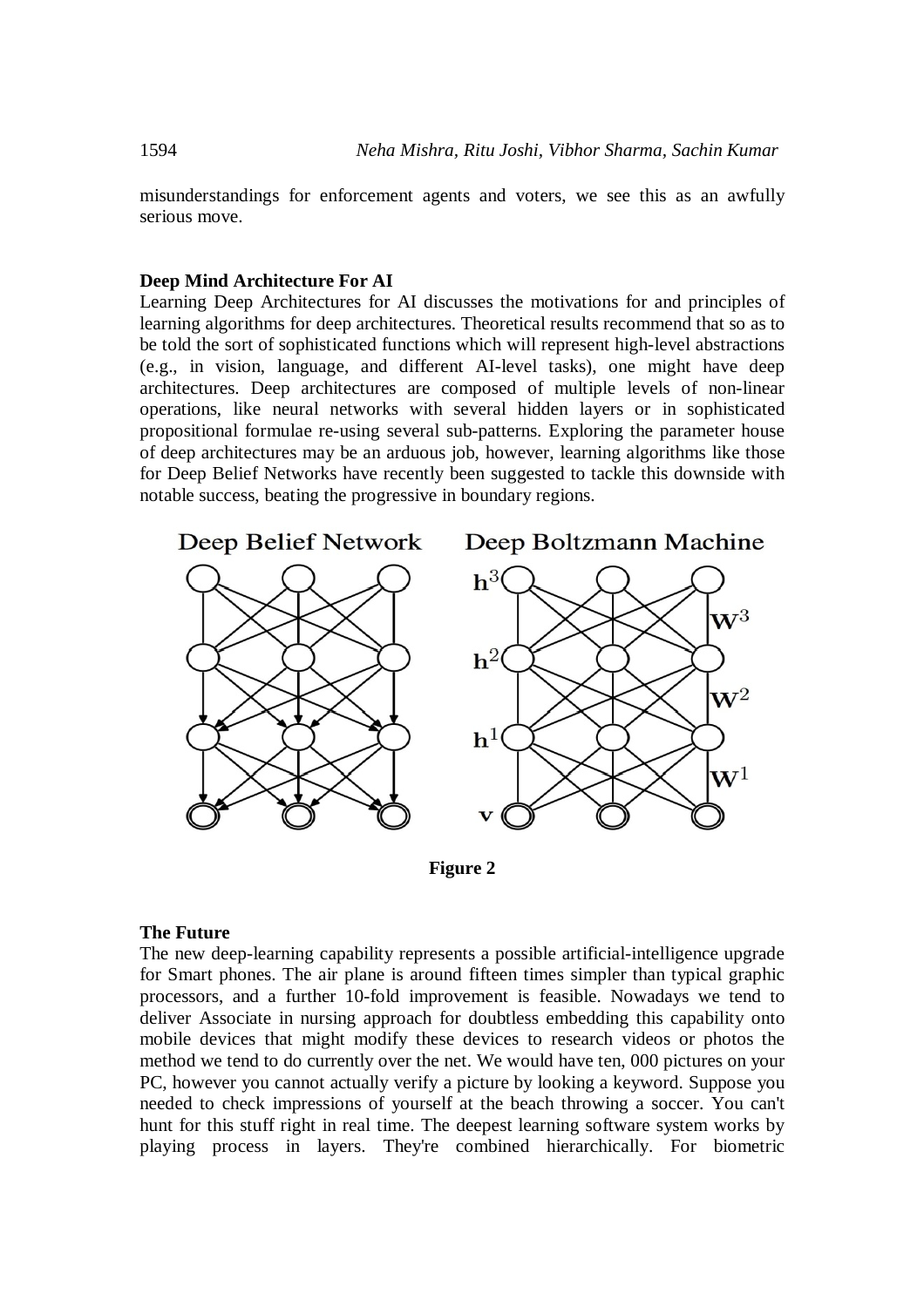misunderstandings for enforcement agents and voters, we see this as an awfully serious move.

**Deep Mind Architecture For AI**

Learning Deep Architectures for AI discusses the motivations for and principles of learning algorithms for deep architectures. Theoretical results recommend that so as to be told the sort of sophisticated functions which will represent high-level abstractions (e.g., in vision, language, and different AI-level tasks), one might have deep architectures. Deep architectures are composed of multiple levels of non-linear operations, like neural networks with several hidden layers or in sophisticated propositional formulae re-using several sub-patterns. Exploring the parameter house of deep architectures may be an arduous job, however, learning algorithms like those for Deep Belief Networks have recently been suggested to tackle this downside with notable success, beating the progressive in boundary regions.

**Figure 2**

**The Future**

The new deep-learning capability represents a possible artificial-intelligence upgrade for Smart phones. The air plane is around fifteen times simpler than typical graphic processors, and a further 10-fold improvement is feasible. Nowadays we tend to deliver Associate in nursing approach for doubtless embedding this capability onto mobile devices that might modify these devices to research videos or photos the method we tend to do currently over the net. We would have ten, 000 pictures on your PC, however you cannot actually verify a picture by looking a keyword. Suppose you needed to check impressions of yourself at the beach throwing a soccer. You can't hunt for this stuff right in real time. The deepest learning software system works by playing process in layers. They're combined hierarchically. For biometric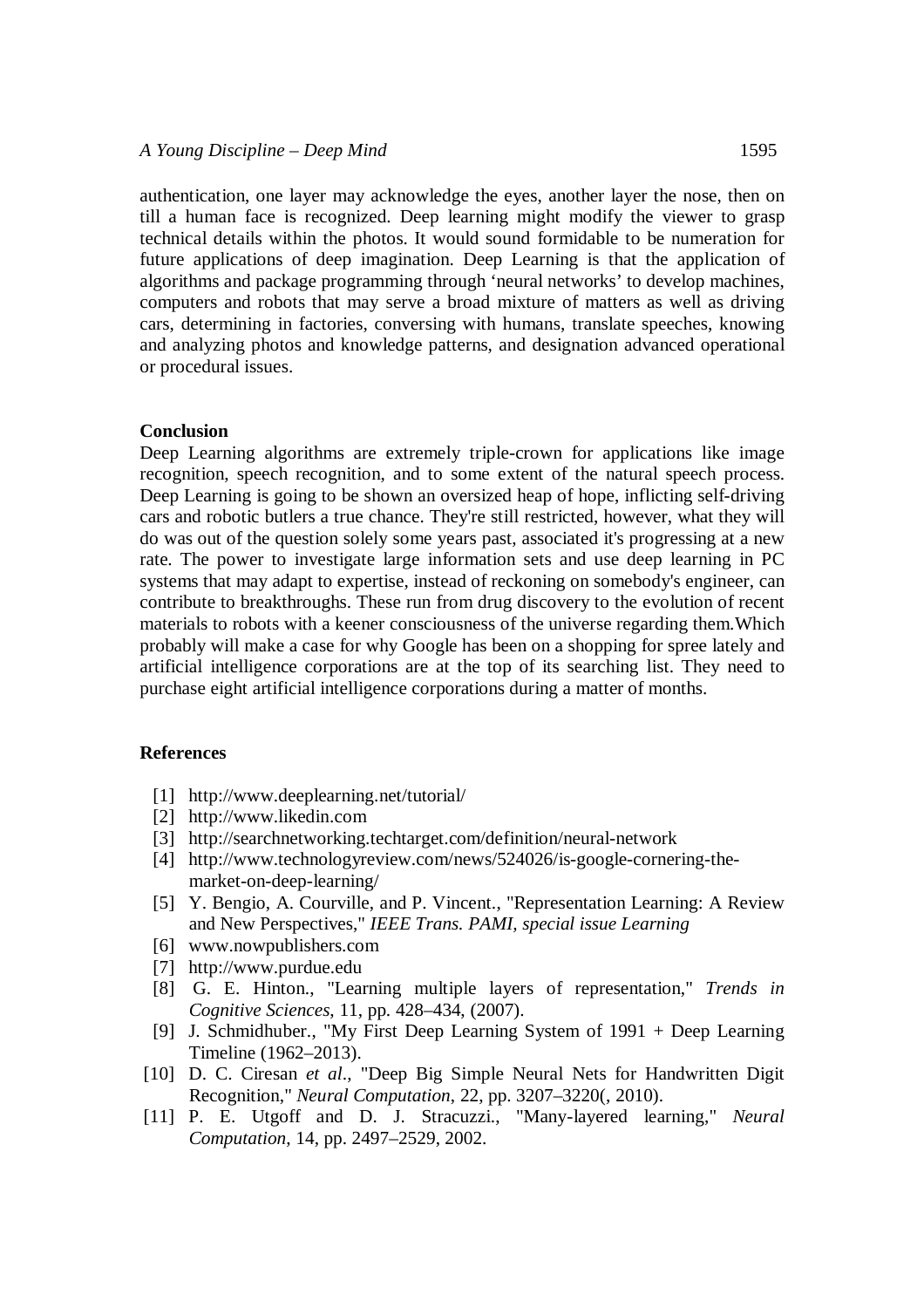authentication, one layer may acknowledge the eyes, another layer the nose, then on till a human face is recognized. Deep learning might modify the viewer to grasp technical details within the photos. It would sound formidable to be numeration for future applications of deep imagination. Deep Learning is that the application of algorithms and package programming through 'neural networks' to develop machines, computers and robots that may serve a broad mixture of matters as well as driving cars, determining in factories, conversing with humans, translate speeches, knowing and analyzing photos and knowledge patterns, and designation advanced operational or procedural issues.

## Conclusion

Deep Learning algorithms are extremely triple-crown for applications like image recognition, speech recognition, and to some extent of the natural speech process. Deep Learning is going to be shown an oversized heap of hope, inflicting self-driving cars and robotic butlers a true chance. They're still restricted, however, what they will do was out of the question solely some years past, associated it's progressing at a new rate. The power to investigate large information sets and use deep learning in PC systems that may adapt to expertise, instead of reckoning on somebody's engineer, can contribute to breakthroughs. These run from drug discovery to the evolution of recent materials to robots with a keener consciousness of the universe regarding them.Which probably will make a case for why Google has been on a shopping for spree lately and artificial intelligence corporations are at the top of its searching list. They need to purchase eight artificial intelligence corporations during a matter of months.

## References

[1] http://www.deeplearning.net/tutorial/

[2] http://www.likedin.com

[3] http://searchnetworking.techtarget.com/definition/neural-network

[4] http://www.technologyreview.com/news/524026/is-google-cornering-the-market-on-deep-learning/

[5] Y. Bengio, A. Courville, and P. Vincent., "Representation Learning: A Review and New Perspectives," *IEEE Trans. PAMI, special issue Learning*

[6] www.nowpublishers.com

[7] http://www.purdue.edu

[8] G. E. Hinton., "Learning multiple layers of representation," *Trends in Cognitive Sciences*, 11, pp. 428–434, (2007).

[9] J. Schmidhuber., "My First Deep Learning System of 1991 + Deep Learning Timeline (1962–2013).

[10] D. C. Ciresan *et al*., "Deep Big Simple Neural Nets for Handwritten Digit Recognition," *Neural Computation*, 22, pp. 3207–3220(, 2010).

[11] P. E. Utgoff and D. J. Stracuzzi., "Many-layered learning," *Neural Computation*, 14, pp. 2497–2529, 2002.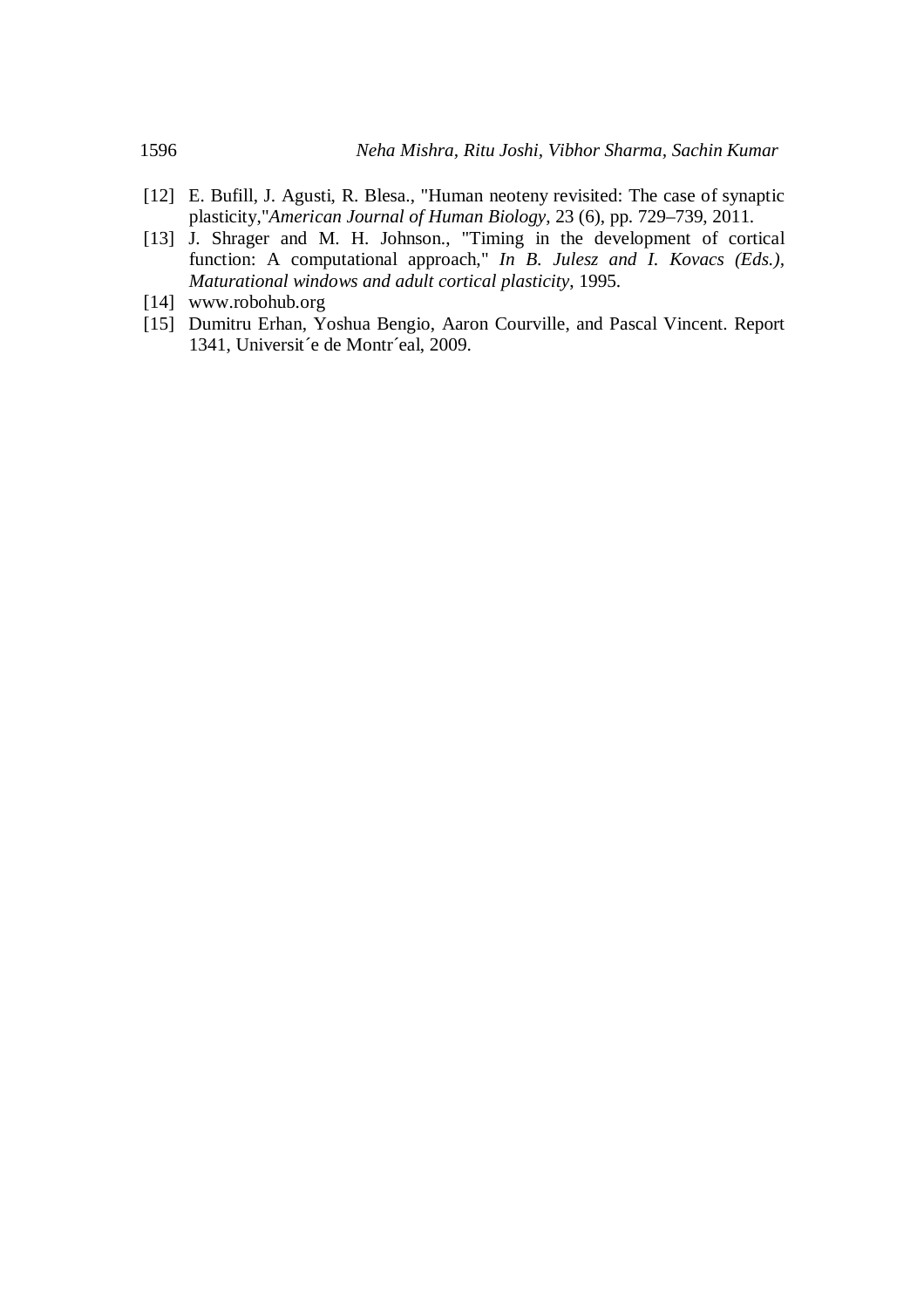[12] E. Bufill, J. Agusti, R. Blesa., "Human neoteny revisited: The case of synaptic plasticity,"*American Journal of Human Biology*, 23 (6), pp. 729–739, 2011.

[13] J. Shrager and M. H. Johnson., "Timing in the development of cortical function: A computational approach," *In B. Julesz and I. Kovacs (Eds.), Maturational windows and adult cortical plasticity*, 1995.

[14] www.robohub.org

[15] Dumitru Erhan, Yoshua Bengio, Aaron Courville, and Pascal Vincent. Report 1341, Universit´e de Montr´eal, 2009.